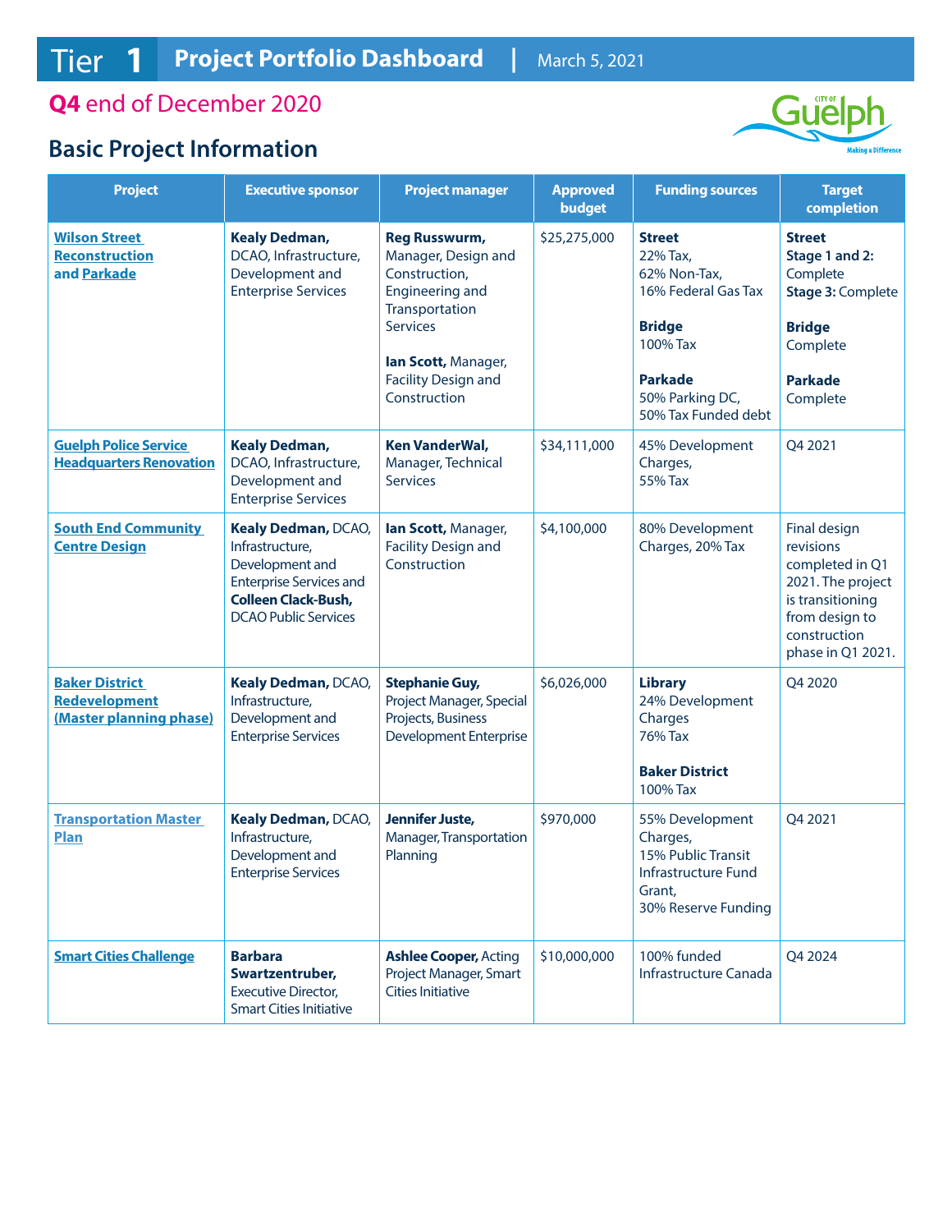# Tier 1 Project Portfolio Dashboard | March 5, 2021

## Q4 end of December 2020

## Basic Project Information

| Project | Executive sponsor | Project manager | Approved budget | Funding sources | Target completion |
|---|---|---|---|---|---|
| **Wilson Street Reconstruction and Parkade** | **Kealy Dedman,** DCAO, Infrastructure, Development and Enterprise Services | **Reg Russwurm,** Manager, Design and Construction, Engineering and Transportation Services<br><br>**Ian Scott,** Manager, Facility Design and Construction | $25,275,000 | **Street**<br>22% Tax,<br>62% Non-Tax,<br>16% Federal Gas Tax<br><br>**Bridge**<br>100% Tax<br><br>**Parkade**<br>50% Parking DC,<br>50% Tax Funded debt | **Street**<br>**Stage 1 and 2:** Complete<br>**Stage 3:** Complete<br><br>**Bridge**<br>Complete<br><br>**Parkade**<br>Complete |
| **Guelph Police Service Headquarters Renovation** | **Kealy Dedman,** DCAO, Infrastructure, Development and Enterprise Services | **Ken VanderWal,** Manager, Technical Services | $34,111,000 | 45% Development Charges,<br>55% Tax | Q4 2021 |
| **South End Community Centre Design** | **Kealy Dedman,** DCAO, Infrastructure, Development and Enterprise Services and **Colleen Clack-Bush,** DCAO Public Services | **Ian Scott,** Manager, Facility Design and Construction | $4,100,000 | 80% Development Charges, 20% Tax | Final design revisions completed in Q1 2021. The project is transitioning from design to construction phase in Q1 2021. |
| **Baker District Redevelopment (Master planning phase)** | **Kealy Dedman,** DCAO, Infrastructure, Development and Enterprise Services | **Stephanie Guy,** Project Manager, Special Projects, Business Development Enterprise | $6,026,000 | **Library**<br>24% Development Charges<br>76% Tax<br><br>**Baker District**<br>100% Tax | Q4 2020 |
| **Transportation Master Plan** | **Kealy Dedman,** DCAO, Infrastructure, Development and Enterprise Services | **Jennifer Juste,** Manager, Transportation Planning | $970,000 | 55% Development Charges,<br>15% Public Transit Infrastructure Fund Grant,<br>30% Reserve Funding | Q4 2021 |
| **Smart Cities Challenge** | **Barbara Swartzentruber,** Executive Director, Smart Cities Initiative | **Ashlee Cooper,** Acting Project Manager, Smart Cities Initiative | $10,000,000 | 100% funded Infrastructure Canada | Q4 2024 |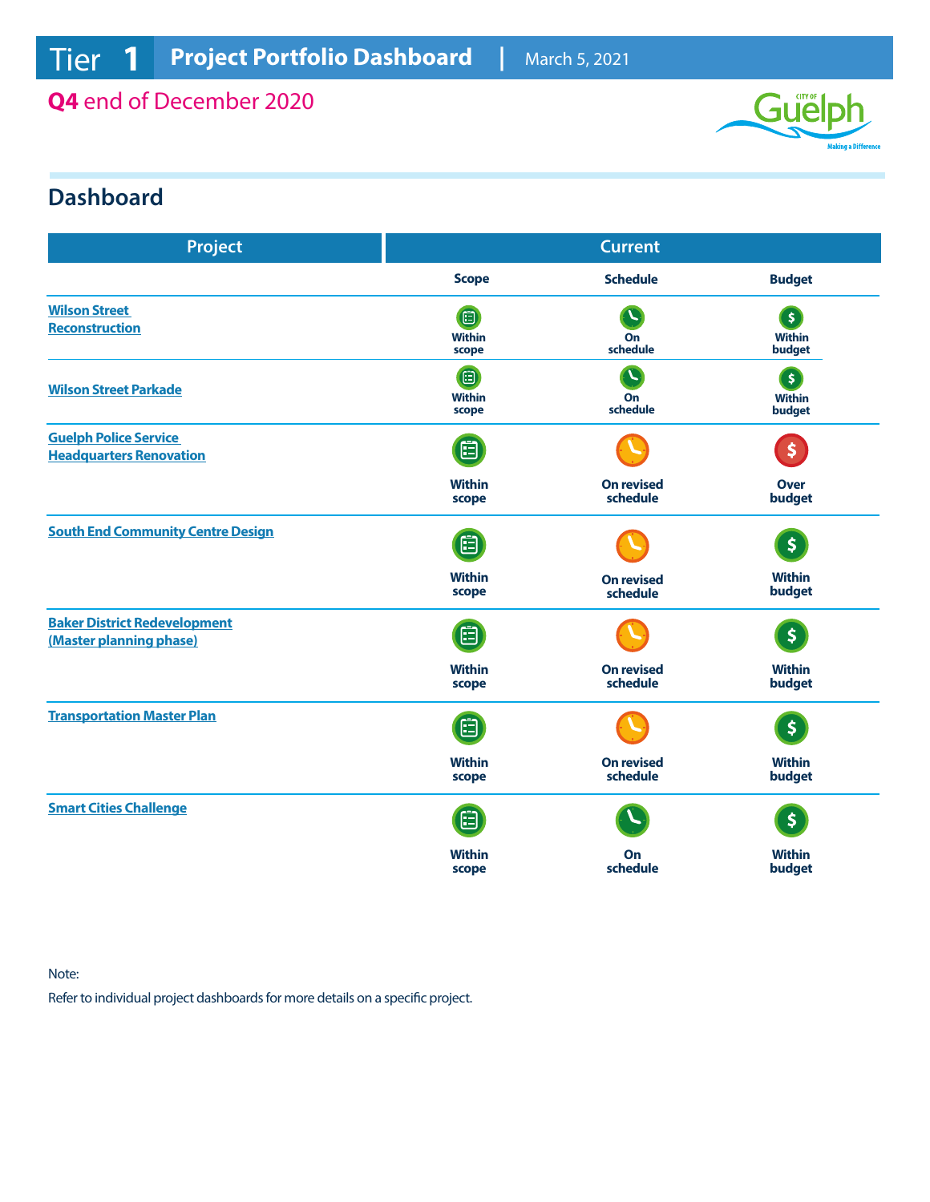# Tier 1 Project Portfolio Dashboard | March 5, 2021

**Q4** end of December 2020

## Dashboard

| Project | Current | | |
|---|---|---|---|
| | Scope | Schedule | Budget |
| Wilson Street Reconstruction | Within scope | On schedule | Within budget |
| Wilson Street Parkade | Within scope | On schedule | Within budget |
| Guelph Police Service Headquarters Renovation | Within scope | On revised schedule | Over budget |
| South End Community Centre Design | Within scope | On revised schedule | Within budget |
| Baker District Redevelopment (Master planning phase) | Within scope | On revised schedule | Within budget |
| Transportation Master Plan | Within scope | On revised schedule | Within budget |
| Smart Cities Challenge | Within scope | On schedule | Within budget |

Note:

Refer to individual project dashboards for more details on a specific project.